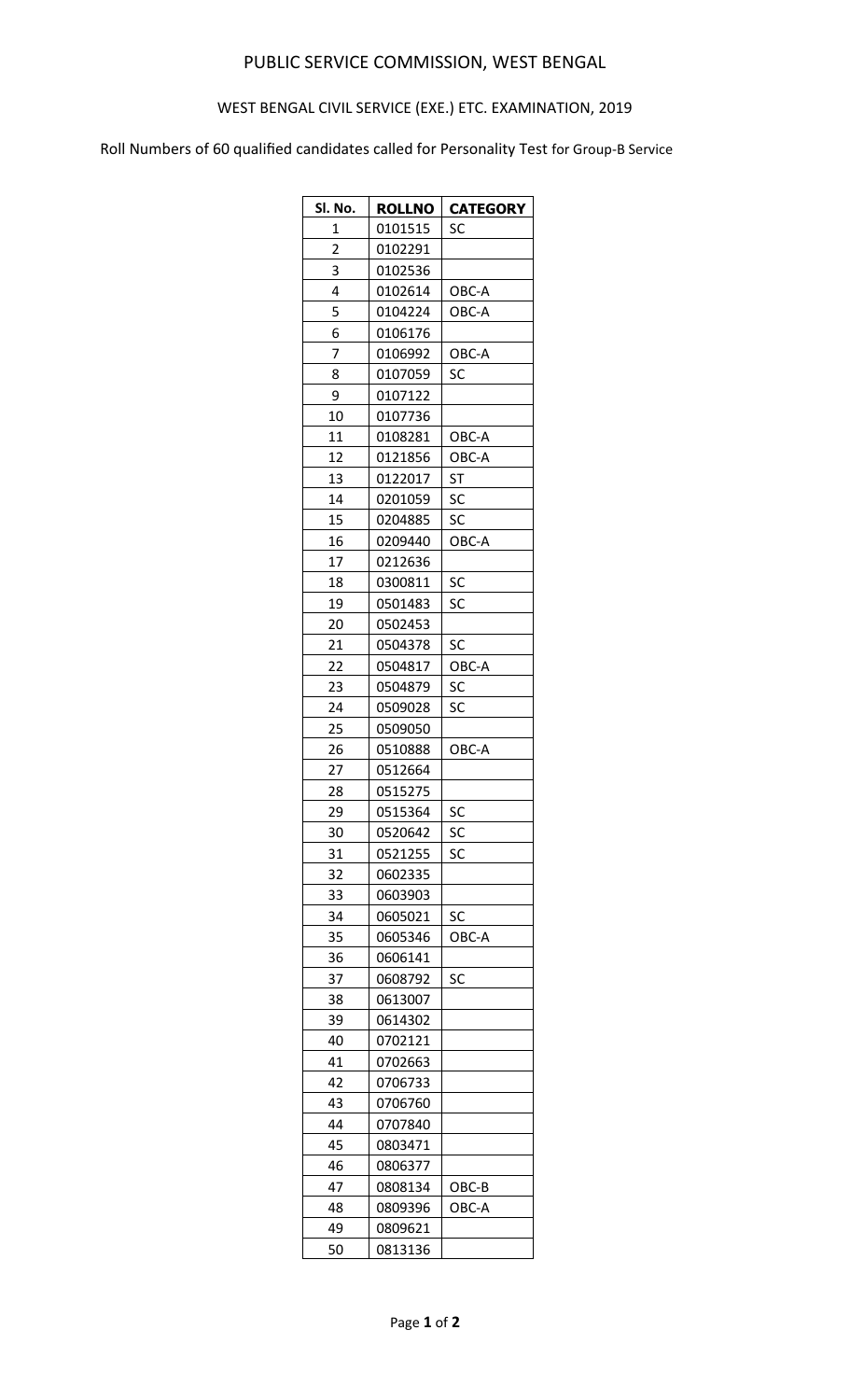# PUBLIC SERVICE COMMISSION, WEST BENGAL

## WEST BENGAL CIVIL SERVICE (EXE.) ETC. EXAMINATION, 2019

Roll Numbers of 60 qualified candidates called for Personality Test for Group-B Service

| Sl. No. | ROLLNO | CATEGORY |
|---|---|---|
| 1 | 0101515 | SC |
| 2 | 0102291 | |
| 3 | 0102536 | |
| 4 | 0102614 | OBC-A |
| 5 | 0104224 | OBC-A |
| 6 | 0106176 | |
| 7 | 0106992 | OBC-A |
| 8 | 0107059 | SC |
| 9 | 0107122 | |
| 10 | 0107736 | |
| 11 | 0108281 | OBC-A |
| 12 | 0121856 | OBC-A |
| 13 | 0122017 | ST |
| 14 | 0201059 | SC |
| 15 | 0204885 | SC |
| 16 | 0209440 | OBC-A |
| 17 | 0212636 | |
| 18 | 0300811 | SC |
| 19 | 0501483 | SC |
| 20 | 0502453 | |
| 21 | 0504378 | SC |
| 22 | 0504817 | OBC-A |
| 23 | 0504879 | SC |
| 24 | 0509028 | SC |
| 25 | 0509050 | |
| 26 | 0510888 | OBC-A |
| 27 | 0512664 | |
| 28 | 0515275 | |
| 29 | 0515364 | SC |
| 30 | 0520642 | SC |
| 31 | 0521255 | SC |
| 32 | 0602335 | |
| 33 | 0603903 | |
| 34 | 0605021 | SC |
| 35 | 0605346 | OBC-A |
| 36 | 0606141 | |
| 37 | 0608792 | SC |
| 38 | 0613007 | |
| 39 | 0614302 | |
| 40 | 0702121 | |
| 41 | 0702663 | |
| 42 | 0706733 | |
| 43 | 0706760 | |
| 44 | 0707840 | |
| 45 | 0803471 | |
| 46 | 0806377 | |
| 47 | 0808134 | OBC-B |
| 48 | 0809396 | OBC-A |
| 49 | 0809621 | |
| 50 | 0813136 | |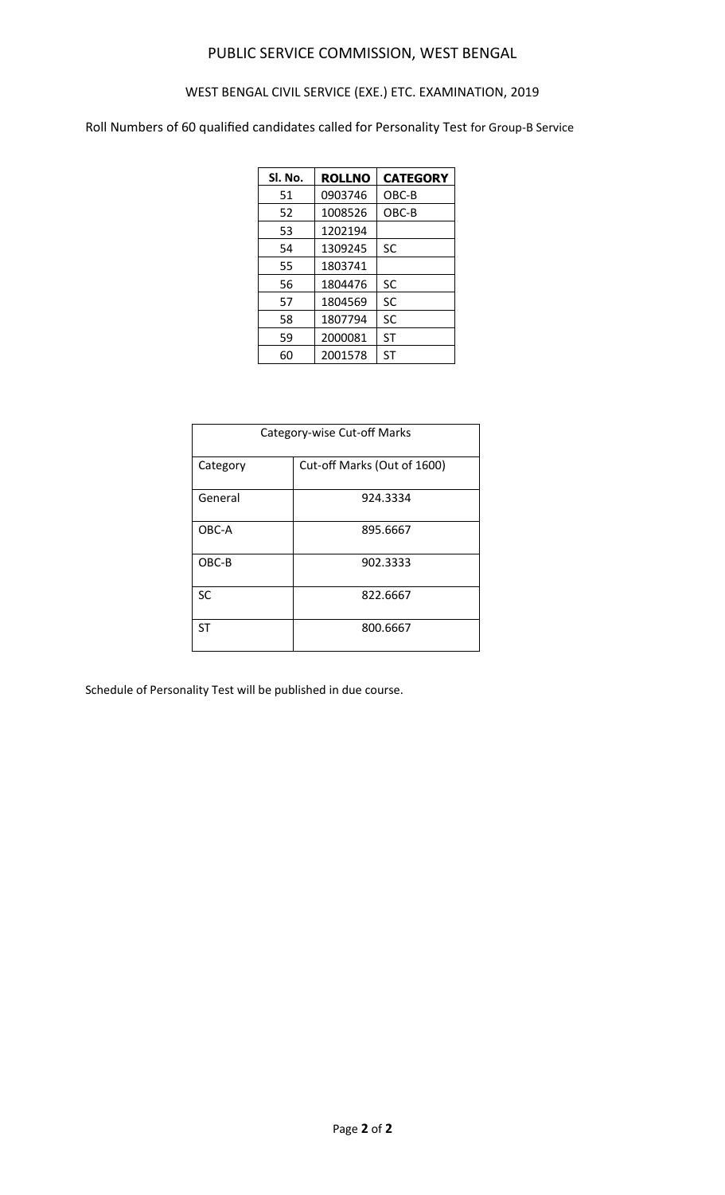# PUBLIC SERVICE COMMISSION, WEST BENGAL

## WEST BENGAL CIVIL SERVICE (EXE.) ETC. EXAMINATION, 2019

Roll Numbers of 60 qualified candidates called for Personality Test for Group-B Service

| Sl. No. | ROLLNO | CATEGORY |
|---|---|---|
| 51 | 0903746 | OBC-B |
| 52 | 1008526 | OBC-B |
| 53 | 1202194 | |
| 54 | 1309245 | SC |
| 55 | 1803741 | |
| 56 | 1804476 | SC |
| 57 | 1804569 | SC |
| 58 | 1807794 | SC |
| 59 | 2000081 | ST |
| 60 | 2001578 | ST |

| Category-wise Cut-off Marks | |
|---|---|
| Category | Cut-off Marks (Out of 1600) |
| General | 924.3334 |
| OBC-A | 895.6667 |
| OBC-B | 902.3333 |
| SC | 822.6667 |
| ST | 800.6667 |

Schedule of Personality Test will be published in due course.